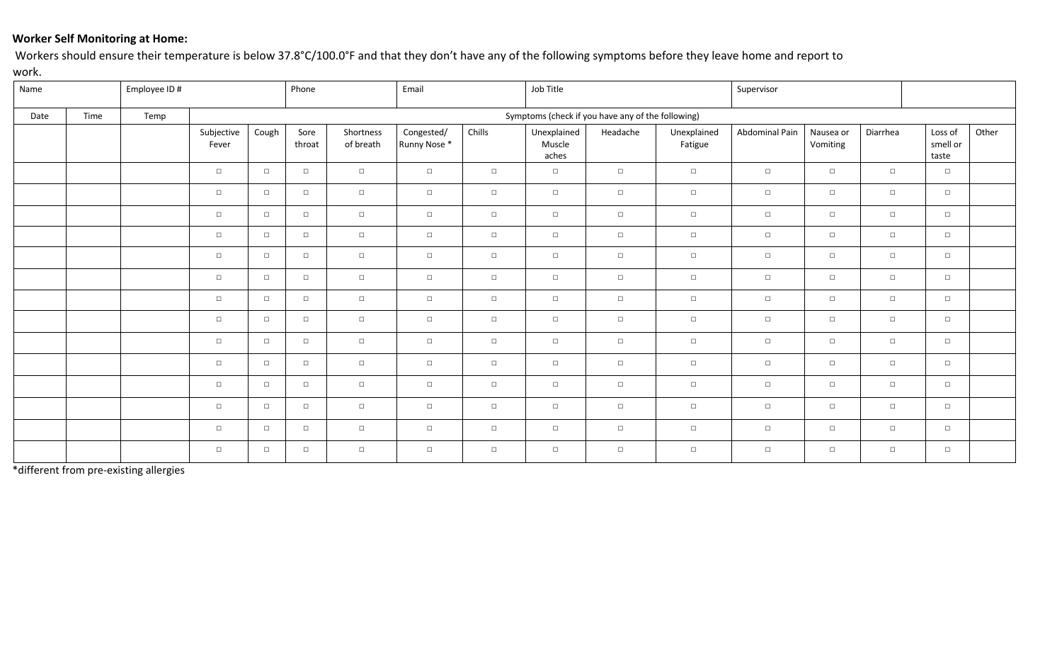**Worker Self Monitoring at Home:**

Workers should ensure their temperature is below 37.8°C/100.0°F and that they don't have any of the following symptoms before they leave home and report to work.

| Name | | Employee ID # | | | Phone | | Email | | Job Title | | | Supervisor | | | | |
|---|---|---|---|---|---|---|---|---|---|---|---|---|---|---|---|---|
| Date | Time | Temp | Symptoms (check if you have any of the following) | | | | | | | | | | | | | |
| | | | Subjective Fever | Cough | Sore throat | Shortness of breath | Congested/ Runny Nose * | Chills | Unexplained Muscle aches | Headache | Unexplained Fatigue | Abdominal Pain | Nausea or Vomiting | Diarrhea | Loss of smell or taste | Other |
| | | | ☐ | ☐ | ☐ | ☐ | ☐ | ☐ | ☐ | ☐ | ☐ | ☐ | ☐ | ☐ | ☐ | |
| | | | ☐ | ☐ | ☐ | ☐ | ☐ | ☐ | ☐ | ☐ | ☐ | ☐ | ☐ | ☐ | ☐ | |
| | | | ☐ | ☐ | ☐ | ☐ | ☐ | ☐ | ☐ | ☐ | ☐ | ☐ | ☐ | ☐ | ☐ | |
| | | | ☐ | ☐ | ☐ | ☐ | ☐ | ☐ | ☐ | ☐ | ☐ | ☐ | ☐ | ☐ | ☐ | |
| | | | ☐ | ☐ | ☐ | ☐ | ☐ | ☐ | ☐ | ☐ | ☐ | ☐ | ☐ | ☐ | ☐ | |
| | | | ☐ | ☐ | ☐ | ☐ | ☐ | ☐ | ☐ | ☐ | ☐ | ☐ | ☐ | ☐ | ☐ | |
| | | | ☐ | ☐ | ☐ | ☐ | ☐ | ☐ | ☐ | ☐ | ☐ | ☐ | ☐ | ☐ | ☐ | |
| | | | ☐ | ☐ | ☐ | ☐ | ☐ | ☐ | ☐ | ☐ | ☐ | ☐ | ☐ | ☐ | ☐ | |
| | | | ☐ | ☐ | ☐ | ☐ | ☐ | ☐ | ☐ | ☐ | ☐ | ☐ | ☐ | ☐ | ☐ | |
| | | | ☐ | ☐ | ☐ | ☐ | ☐ | ☐ | ☐ | ☐ | ☐ | ☐ | ☐ | ☐ | ☐ | |
| | | | ☐ | ☐ | ☐ | ☐ | ☐ | ☐ | ☐ | ☐ | ☐ | ☐ | ☐ | ☐ | ☐ | |
| | | | ☐ | ☐ | ☐ | ☐ | ☐ | ☐ | ☐ | ☐ | ☐ | ☐ | ☐ | ☐ | ☐ | |
| | | | ☐ | ☐ | ☐ | ☐ | ☐ | ☐ | ☐ | ☐ | ☐ | ☐ | ☐ | ☐ | ☐ | |
| | | | ☐ | ☐ | ☐ | ☐ | ☐ | ☐ | ☐ | ☐ | ☐ | ☐ | ☐ | ☐ | ☐ | |

*different from pre-existing allergies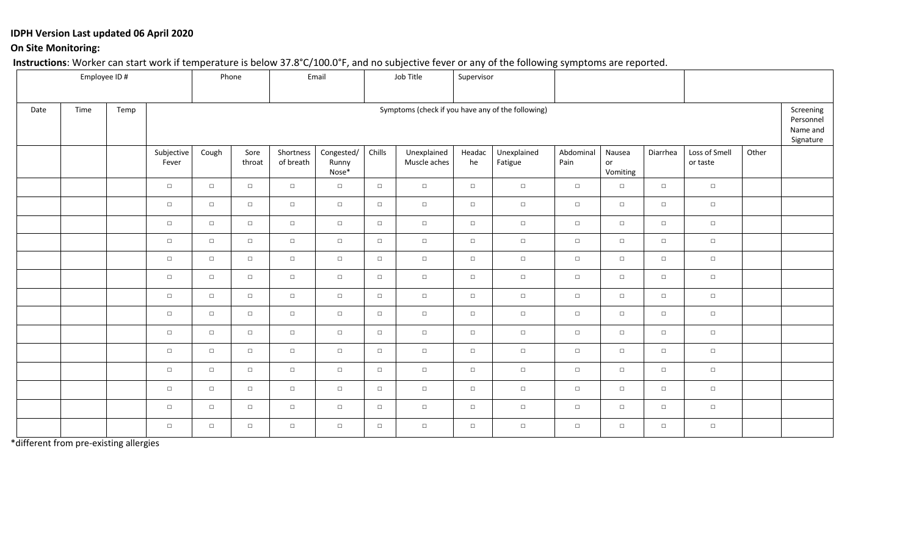**IDPH Version Last updated 06 April 2020**

**On Site Monitoring:**

**Instructions**: Worker can start work if temperature is below 37.8°C/100.0°F, and no subjective fever or any of the following symptoms are reported.

| Employee ID # | | | | Phone | | Email | | Job Title | | Supervisor | | | | | | |
|---|---|---|---|---|---|---|---|---|---|---|---|---|---|---|---|---|
| Date | Time | Temp | Symptoms (check if you have any of the following) | | | | | | | | | | | | | Screening Personnel Name and Signature |
| | | | Subjective Fever | Cough | Sore throat | Shortness of breath | Congested/ Runny Nose* | Chills | Unexplained Muscle aches | Headache | Unexplained Fatigue | Abdominal Pain | Nausea or Vomiting | Diarrhea | Loss of Smell or taste | Other | |
| | | | □ | □ | □ | □ | □ | □ | □ | □ | □ | □ | □ | □ | □ | | |
| | | | □ | □ | □ | □ | □ | □ | □ | □ | □ | □ | □ | □ | □ | | |
| | | | □ | □ | □ | □ | □ | □ | □ | □ | □ | □ | □ | □ | □ | | |
| | | | □ | □ | □ | □ | □ | □ | □ | □ | □ | □ | □ | □ | □ | | |
| | | | □ | □ | □ | □ | □ | □ | □ | □ | □ | □ | □ | □ | □ | | |
| | | | □ | □ | □ | □ | □ | □ | □ | □ | □ | □ | □ | □ | □ | | |
| | | | □ | □ | □ | □ | □ | □ | □ | □ | □ | □ | □ | □ | □ | | |
| | | | □ | □ | □ | □ | □ | □ | □ | □ | □ | □ | □ | □ | □ | | |
| | | | □ | □ | □ | □ | □ | □ | □ | □ | □ | □ | □ | □ | □ | | |
| | | | □ | □ | □ | □ | □ | □ | □ | □ | □ | □ | □ | □ | □ | | |
| | | | □ | □ | □ | □ | □ | □ | □ | □ | □ | □ | □ | □ | □ | | |
| | | | □ | □ | □ | □ | □ | □ | □ | □ | □ | □ | □ | □ | □ | | |
| | | | □ | □ | □ | □ | □ | □ | □ | □ | □ | □ | □ | □ | □ | | |
| | | | □ | □ | □ | □ | □ | □ | □ | □ | □ | □ | □ | □ | □ | | |

*different from pre-existing allergies